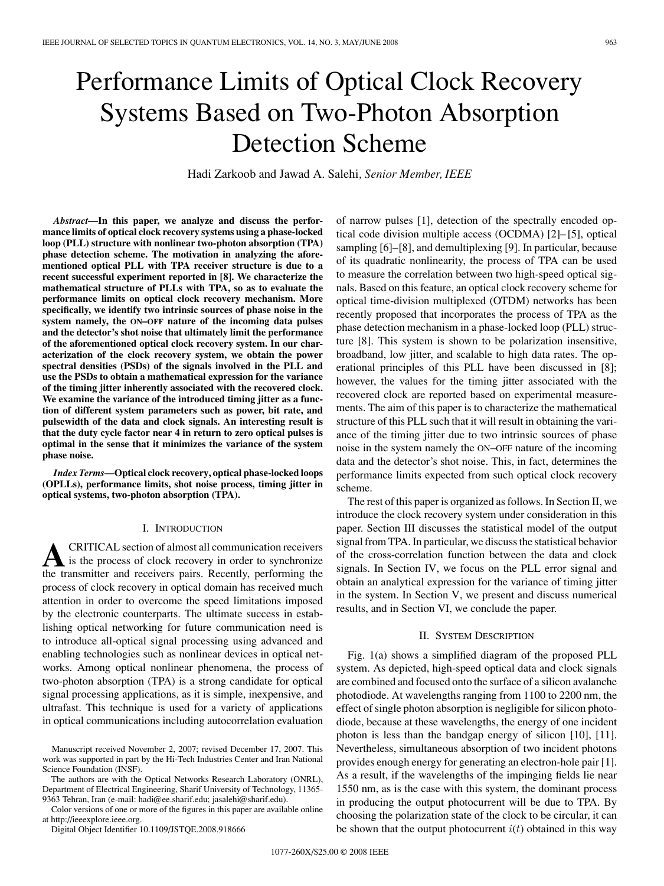# Performance Limits of Optical Clock Recovery Systems Based on Two-Photon Absorption Detection Scheme

Hadi Zarkoob and Jawad A. Salehi, *Senior Member, IEEE*

***Abstract*—In this paper, we analyze and discuss the performance limits of optical clock recovery systems using a phase-locked loop (PLL) structure with nonlinear two-photon absorption (TPA) phase detection scheme. The motivation in analyzing the aforementioned optical PLL with TPA receiver structure is due to a recent successful experiment reported in [8]. We characterize the mathematical structure of PLLs with TPA, so as to evaluate the performance limits on optical clock recovery mechanism. More specifically, we identify two intrinsic sources of phase noise in the system namely, the ON–OFF nature of the incoming data pulses and the detector's shot noise that ultimately limit the performance of the aforementioned optical clock recovery system. In our characterization of the clock recovery system, we obtain the power spectral densities (PSDs) of the signals involved in the PLL and use the PSDs to obtain a mathematical expression for the variance of the timing jitter inherently associated with the recovered clock. We examine the variance of the introduced timing jitter as a function of different system parameters such as power, bit rate, and pulsewidth of the data and clock signals. An interesting result is that the duty cycle factor near 4 in return to zero optical pulses is optimal in the sense that it minimizes the variance of the system phase noise.**

***Index Terms*—Optical clock recovery, optical phase-locked loops (OPLLs), performance limits, shot noise process, timing jitter in optical systems, two-photon absorption (TPA).**

## I. Introduction

A CRITICAL section of almost all communication receivers is the process of clock recovery in order to synchronize the transmitter and receivers pairs. Recently, performing the process of clock recovery in optical domain has received much attention in order to overcome the speed limitations imposed by the electronic counterparts. The ultimate success in establishing optical networking for future communication need is to introduce all-optical signal processing using advanced and enabling technologies such as nonlinear devices in optical networks. Among optical nonlinear phenomena, the process of two-photon absorption (TPA) is a strong candidate for optical signal processing applications, as it is simple, inexpensive, and ultrafast. This technique is used for a variety of applications in optical communications including autocorrelation evaluation of narrow pulses [1], detection of the spectrally encoded optical code division multiple access (OCDMA) [2]–[5], optical sampling [6]–[8], and demultiplexing [9]. In particular, because of its quadratic nonlinearity, the process of TPA can be used to measure the correlation between two high-speed optical signals. Based on this feature, an optical clock recovery scheme for optical time-division multiplexed (OTDM) networks has been recently proposed that incorporates the process of TPA as the phase detection mechanism in a phase-locked loop (PLL) structure [8]. This system is shown to be polarization insensitive, broadband, low jitter, and scalable to high data rates. The operational principles of this PLL have been discussed in [8]; however, the values for the timing jitter associated with the recovered clock are reported based on experimental measurements. The aim of this paper is to characterize the mathematical structure of this PLL such that it will result in obtaining the variance of the timing jitter due to two intrinsic sources of phase noise in the system namely the ON–OFF nature of the incoming data and the detector's shot noise. This, in fact, determines the performance limits expected from such optical clock recovery scheme.

The rest of this paper is organized as follows. In Section II, we introduce the clock recovery system under consideration in this paper. Section III discusses the statistical model of the output signal from TPA. In particular, we discuss the statistical behavior of the cross-correlation function between the data and clock signals. In Section IV, we focus on the PLL error signal and obtain an analytical expression for the variance of timing jitter in the system. In Section V, we present and discuss numerical results, and in Section VI, we conclude the paper.

## II. System Description

Fig. 1(a) shows a simplified diagram of the proposed PLL system. As depicted, high-speed optical data and clock signals are combined and focused onto the surface of a silicon avalanche photodiode. At wavelengths ranging from 1100 to 2200 nm, the effect of single photon absorption is negligible for silicon photodiode, because at these wavelengths, the energy of one incident photon is less than the bandgap energy of silicon [10], [11]. Nevertheless, simultaneous absorption of two incident photons provides enough energy for generating an electron-hole pair [1]. As a result, if the wavelengths of the impinging fields lie near 1550 nm, as is the case with this system, the dominant process in producing the output photocurrent will be due to TPA. By choosing the polarization state of the clock to be circular, it can be shown that the output photocurrent $i(t)$ obtained in this way

Manuscript received November 2, 2007; revised December 17, 2007. This work was supported in part by the Hi-Tech Industries Center and Iran National Science Foundation (INSF).

The authors are with the Optical Networks Research Laboratory (ONRL), Department of Electrical Engineering, Sharif University of Technology, 11365-9363 Tehran, Iran (e-mail: hadi@ee.sharif.edu; jasalehi@sharif.edu).

Color versions of one or more of the figures in this paper are available online at http://ieeexplore.ieee.org.

Digital Object Identifier 10.1109/JSTQE.2008.918666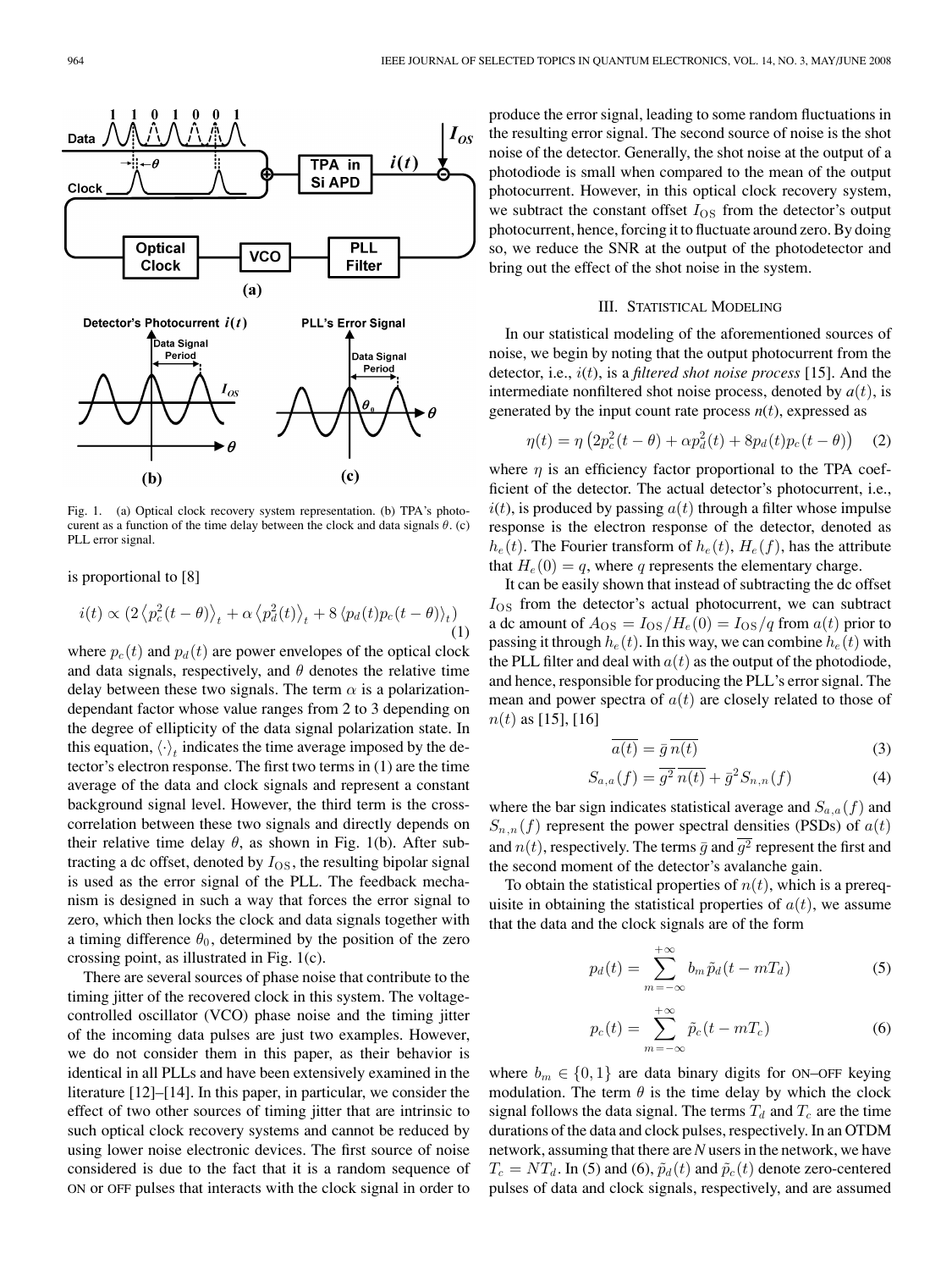Fig. 1. (a) Optical clock recovery system representation. (b) TPA's photocurent as a function of the time delay between the clock and data signals $\theta$. (c) PLL error signal.

is proportional to [8]

$$i(t) \propto \left(2\left\langle p_c^2(t-\theta)\right\rangle_t + \alpha\left\langle p_d^2(t)\right\rangle_t + 8\left\langle p_d(t)p_c(t-\theta)\right\rangle_t\right) \quad (1)$$

where $p_c(t)$ and $p_d(t)$ are power envelopes of the optical clock and data signals, respectively, and $\theta$ denotes the relative time delay between these two signals. The term $\alpha$ is a polarization-dependant factor whose value ranges from 2 to 3 depending on the degree of ellipticity of the data signal polarization state. In this equation, $\langle\cdot\rangle_t$ indicates the time average imposed by the detector's electron response. The first two terms in (1) are the time average of the data and clock signals and represent a constant background signal level. However, the third term is the cross-correlation between these two signals and directly depends on their relative time delay $\theta$, as shown in Fig. 1(b). After subtracting a dc offset, denoted by $I_{\mathrm{OS}}$, the resulting bipolar signal is used as the error signal of the PLL. The feedback mechanism is designed in such a way that forces the error signal to zero, which then locks the clock and data signals together with a timing difference $\theta_0$, determined by the position of the zero crossing point, as illustrated in Fig. 1(c).

There are several sources of phase noise that contribute to the timing jitter of the recovered clock in this system. The voltage-controlled oscillator (VCO) phase noise and the timing jitter of the incoming data pulses are just two examples. However, we do not consider them in this paper, as their behavior is identical in all PLLs and have been extensively examined in the literature [12]–[14]. In this paper, in particular, we consider the effect of two other sources of timing jitter that are intrinsic to such optical clock recovery systems and cannot be reduced by using lower noise electronic devices. The first source of noise considered is due to the fact that it is a random sequence of ON or OFF pulses that interacts with the clock signal in order to produce the error signal, leading to some random fluctuations in the resulting error signal. The second source of noise is the shot noise of the detector. Generally, the shot noise at the output of a photodiode is small when compared to the mean of the output photocurrent. However, in this optical clock recovery system, we subtract the constant offset $I_{\mathrm{OS}}$ from the detector's output photocurrent, hence, forcing it to fluctuate around zero. By doing so, we reduce the SNR at the output of the photodetector and bring out the effect of the shot noise in the system.

## III. Statistical Modeling

In our statistical modeling of the aforementioned sources of noise, we begin by noting that the output photocurrent from the detector, i.e., $i(t)$, is a *filtered shot noise process* [15]. And the intermediate nonfiltered shot noise process, denoted by $a(t)$, is generated by the input count rate process $n(t)$, expressed as

$$\eta(t) = \eta\left(2p_c^2(t-\theta) + \alpha p_d^2(t) + 8p_d(t)p_c(t-\theta)\right) \quad (2)$$

where $\eta$ is an efficiency factor proportional to the TPA coefficient of the detector. The actual detector's photocurrent, i.e., $i(t)$, is produced by passing $a(t)$ through a filter whose impulse response is the electron response of the detector, denoted as $h_e(t)$. The Fourier transform of $h_e(t)$, $H_e(f)$, has the attribute that $H_e(0) = q$, where $q$ represents the elementary charge.

It can be easily shown that instead of subtracting the dc offset $I_{\mathrm{OS}}$ from the detector's actual photocurrent, we can subtract a dc amount of $A_{\mathrm{OS}} = I_{\mathrm{OS}}/H_e(0) = I_{\mathrm{OS}}/q$ from $a(t)$ prior to passing it through $h_e(t)$. In this way, we can combine $h_e(t)$ with the PLL filter and deal with $a(t)$ as the output of the photodiode, and hence, responsible for producing the PLL's error signal. The mean and power spectra of $a(t)$ are closely related to those of $n(t)$ as [15], [16]

$$\overline{a(t)} = \bar{g}\,\overline{n(t)} \quad (3)$$

$$S_{a,a}(f) = \overline{g^2}\,\overline{n(t)} + \bar{g}^2 S_{n,n}(f) \quad (4)$$

where the bar sign indicates statistical average and $S_{a,a}(f)$ and $S_{n,n}(f)$ represent the power spectral densities (PSDs) of $a(t)$ and $n(t)$, respectively. The terms $\bar{g}$ and $\overline{g^2}$ represent the first and the second moment of the detector's avalanche gain.

To obtain the statistical properties of $n(t)$, which is a prerequisite in obtaining the statistical properties of $a(t)$, we assume that the data and the clock signals are of the form

$$p_d(t) = \sum_{m=-\infty}^{+\infty} b_m \tilde{p}_d(t - mT_d) \quad (5)$$

$$p_c(t) = \sum_{m=-\infty}^{+\infty} \tilde{p}_c(t - mT_c) \quad (6)$$

where $b_m \in \{0, 1\}$ are data binary digits for ON–OFF keying modulation. The term $\theta$ is the time delay by which the clock signal follows the data signal. The terms $T_d$ and $T_c$ are the time durations of the data and clock pulses, respectively. In an OTDM network, assuming that there are $N$ users in the network, we have $T_c = NT_d$. In (5) and (6), $\tilde{p}_d(t)$ and $\tilde{p}_c(t)$ denote zero-centered pulses of data and clock signals, respectively, and are assumed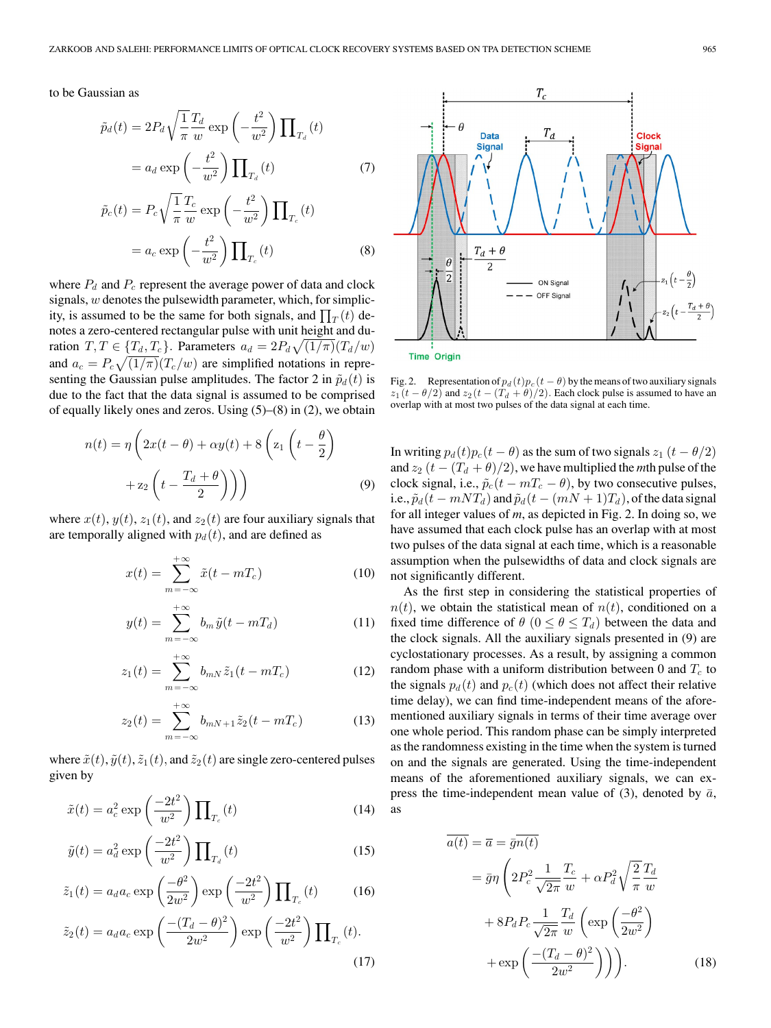to be Gaussian as

$$\tilde{p}_d(t) = 2P_d\sqrt{\frac{1}{\pi}\frac{T_d}{w}}\exp\left(-\frac{t^2}{w^2}\right)\prod_{T_d}(t)$$
$$= a_d\exp\left(-\frac{t^2}{w^2}\right)\prod_{T_d}(t) \tag{7}$$
$$\tilde{p}_c(t) = P_c\sqrt{\frac{1}{\pi}\frac{T_c}{w}}\exp\left(-\frac{t^2}{w^2}\right)\prod_{T_c}(t)$$
$$= a_c\exp\left(-\frac{t^2}{w^2}\right)\prod_{T_c}(t) \tag{8}$$

where $P_d$ and $P_c$ represent the average power of data and clock signals, $w$ denotes the pulsewidth parameter, which, for simplicity, is assumed to be the same for both signals, and $\prod_T(t)$ denotes a zero-centered rectangular pulse with unit height and duration $T, T \in \{T_d, T_c\}$. Parameters $a_d = 2P_d\sqrt{(1/\pi)}(T_d/w)$ and $a_c = P_c\sqrt{(1/\pi)}(T_c/w)$ are simplified notations in representing the Gaussian pulse amplitudes. The factor 2 in $\tilde{p}_d(t)$ is due to the fact that the data signal is assumed to be comprised of equally likely ones and zeros. Using (5)–(8) in (2), we obtain

$$n(t) = \eta\left(2x(t-\theta) + \alpha y(t) + 8\left(z_1\left(t-\frac{\theta}{2}\right) + z_2\left(t-\frac{T_d+\theta}{2}\right)\right)\right) \tag{9}$$

where $x(t)$, $y(t)$, $z_1(t)$, and $z_2(t)$ are four auxiliary signals that are temporally aligned with $p_d(t)$, and are defined as

$$x(t) = \sum_{m=-\infty}^{+\infty}\tilde{x}(t-mT_c) \tag{10}$$

$$y(t) = \sum_{m=-\infty}^{+\infty}b_m\tilde{y}(t-mT_d) \tag{11}$$

$$z_1(t) = \sum_{m=-\infty}^{+\infty}b_{mN}\tilde{z}_1(t-mT_c) \tag{12}$$

$$z_2(t) = \sum_{m=-\infty}^{+\infty}b_{mN+1}\tilde{z}_2(t-mT_c) \tag{13}$$

where $\tilde{x}(t), \tilde{y}(t), \tilde{z}_1(t)$, and $\tilde{z}_2(t)$ are single zero-centered pulses given by

$$\tilde{x}(t) = a_c^2\exp\left(\frac{-2t^2}{w^2}\right)\prod_{T_c}(t) \tag{14}$$

$$\tilde{y}(t) = a_d^2\exp\left(\frac{-2t^2}{w^2}\right)\prod_{T_d}(t) \tag{15}$$

$$\tilde{z}_1(t) = a_d a_c\exp\left(\frac{-\theta^2}{2w^2}\right)\exp\left(\frac{-2t^2}{w^2}\right)\prod_{T_c}(t) \tag{16}$$

$$\tilde{z}_2(t) = a_d a_c\exp\left(\frac{-(T_d-\theta)^2}{2w^2}\right)\exp\left(\frac{-2t^2}{w^2}\right)\prod_{T_c}(t). \tag{17}$$

Fig. 2. Representation of $p_d(t)p_c(t-\theta)$ by the means of two auxiliary signals $z_1(t-\theta/2)$ and $z_2(t-(T_d+\theta)/2)$. Each clock pulse is assumed to have an overlap with at most two pulses of the data signal at each time.

In writing $p_d(t)p_c(t-\theta)$ as the sum of two signals $z_1(t-\theta/2)$ and $z_2(t-(T_d+\theta)/2)$, we have multiplied the $m$th pulse of the clock signal, i.e., $\tilde{p}_c(t-mT_c-\theta)$, by two consecutive pulses, i.e., $\tilde{p}_d(t-mNT_d)$ and $\tilde{p}_d(t-(mN+1)T_d)$, of the data signal for all integer values of $m$, as depicted in Fig. 2. In doing so, we have assumed that each clock pulse has an overlap with at most two pulses of the data signal at each time, which is a reasonable assumption when the pulsewidths of data and clock signals are not significantly different.

As the first step in considering the statistical properties of $n(t)$, we obtain the statistical mean of $n(t)$, conditioned on a fixed time difference of $\theta$ $(0 \le \theta \le T_d)$ between the data and the clock signals. All the auxiliary signals presented in (9) are cyclostationary processes. As a result, by assigning a common random phase with a uniform distribution between 0 and $T_c$ to the signals $p_d(t)$ and $p_c(t)$ (which does not affect their relative time delay), we can find time-independent means of the aforementioned auxiliary signals in terms of their time average over one whole period. This random phase can be simply interpreted as the randomness existing in the time when the system is turned on and the signals are generated. Using the time-independent means of the aforementioned auxiliary signals, we can express the time-independent mean value of (3), denoted by $\bar{a}$, as

$$\overline{a(t)} = \bar{a} = \bar{g}\overline{n(t)}$$
$$= \bar{g}\eta\left(2P_c^2\frac{1}{\sqrt{2\pi}}\frac{T_c}{w} + \alpha P_d^2\sqrt{\frac{2}{\pi}}\frac{T_d}{w} + 8P_dP_c\frac{1}{\sqrt{2\pi}}\frac{T_d}{w}\left(\exp\left(\frac{-\theta^2}{2w^2}\right) + \exp\left(\frac{-(T_d-\theta)^2}{2w^2}\right)\right)\right). \tag{18}$$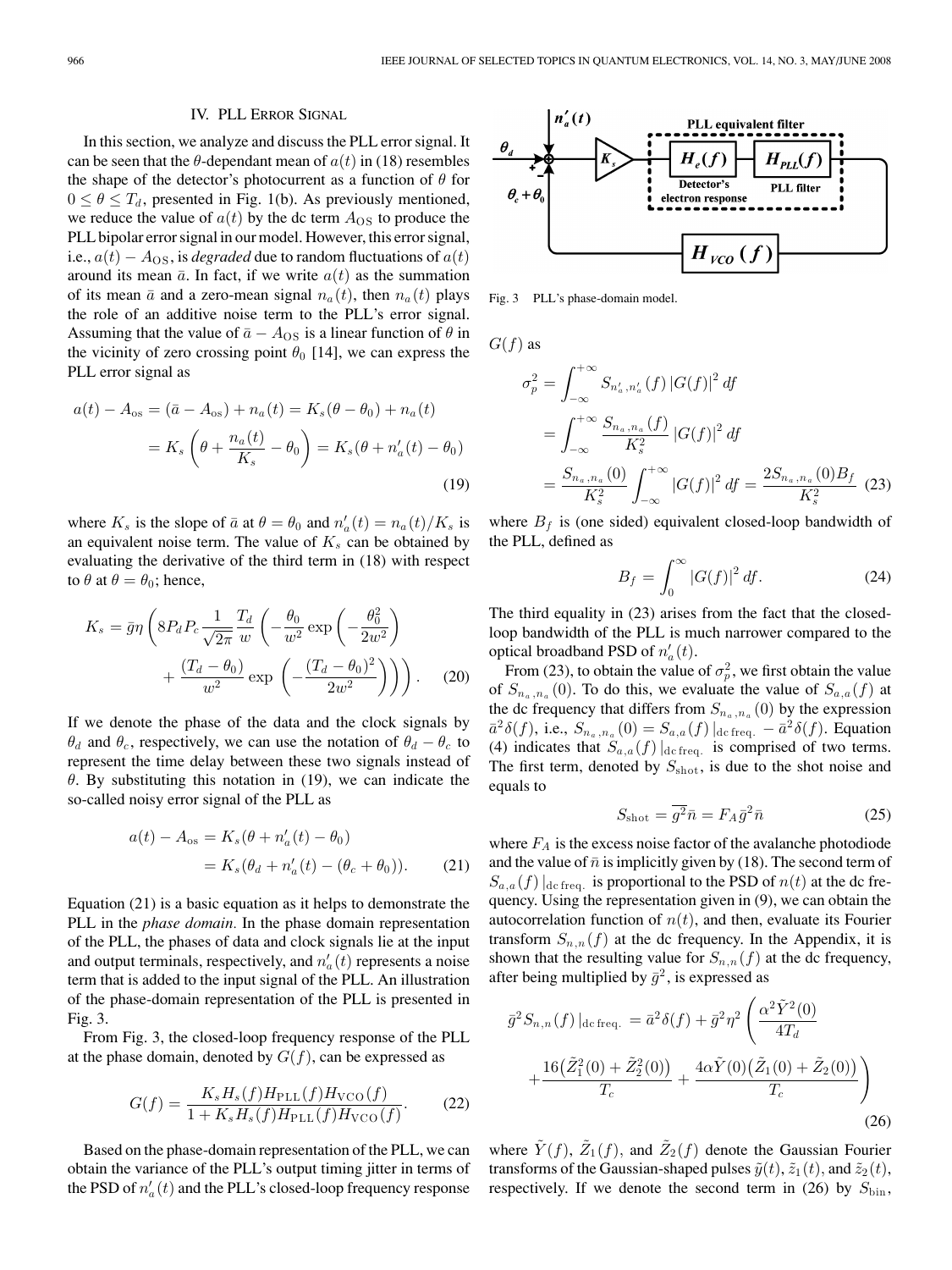## IV. PLL Error Signal

In this section, we analyze and discuss the PLL error signal. It can be seen that the $\theta$-dependant mean of $a(t)$ in (18) resembles the shape of the detector's photocurrent as a function of $\theta$ for $0 \leq \theta \leq T_d$, presented in Fig. 1(b). As previously mentioned, we reduce the value of $a(t)$ by the dc term $A_{\rm OS}$ to produce the PLL bipolar error signal in our model. However, this error signal, i.e., $a(t) - A_{\rm OS}$, is *degraded* due to random fluctuations of $a(t)$ around its mean $\bar{a}$. In fact, if we write $a(t)$ as the summation of its mean $\bar{a}$ and a zero-mean signal $n_a(t)$, then $n_a(t)$ plays the role of an additive noise term to the PLL's error signal. Assuming that the value of $\bar{a} - A_{\rm OS}$ is a linear function of $\theta$ in the vicinity of zero crossing point $\theta_0$ [14], we can express the PLL error signal as

$$
\begin{aligned}
a(t) - A_{\rm os} &= (\bar{a} - A_{\rm os}) + n_a(t) = K_s(\theta - \theta_0) + n_a(t) \\
&= K_s\left(\theta + \frac{n_a(t)}{K_s} - \theta_0\right) = K_s(\theta + n_a'(t) - \theta_0)
\end{aligned} \tag{19}
$$

where $K_s$ is the slope of $\bar{a}$ at $\theta = \theta_0$ and $n_a'(t) = n_a(t)/K_s$ is an equivalent noise term. The value of $K_s$ can be obtained by evaluating the derivative of the third term in (18) with respect to $\theta$ at $\theta = \theta_0$; hence,

$$
K_s = \bar{g}\eta\left(8P_dP_c\frac{1}{\sqrt{2\pi}}\frac{T_d}{w}\left(-\frac{\theta_0}{w^2}\exp\left(-\frac{\theta_0^2}{2w^2}\right) + \frac{(T_d-\theta_0)}{w^2}\exp\left(-\frac{(T_d-\theta_0)^2}{2w^2}\right)\right)\right). \tag{20}
$$

If we denote the phase of the data and the clock signals by $\theta_d$ and $\theta_c$, respectively, we can use the notation of $\theta_d - \theta_c$ to represent the time delay between these two signals instead of $\theta$. By substituting this notation in (19), we can indicate the so-called noisy error signal of the PLL as

$$
\begin{aligned}
a(t) - A_{\rm os} &= K_s(\theta + n_a'(t) - \theta_0) \\
&= K_s(\theta_d + n_a'(t) - (\theta_c + \theta_0)).
\end{aligned} \tag{21}
$$

Equation (21) is a basic equation as it helps to demonstrate the PLL in the *phase domain*. In the phase domain representation of the PLL, the phases of data and clock signals lie at the input and output terminals, respectively, and $n_a'(t)$ represents a noise term that is added to the input signal of the PLL. An illustration of the phase-domain representation of the PLL is presented in Fig. 3.

From Fig. 3, the closed-loop frequency response of the PLL at the phase domain, denoted by $G(f)$, can be expressed as

$$
G(f) = \frac{K_s H_s(f) H_{\rm PLL}(f) H_{\rm VCO}(f)}{1 + K_s H_s(f) H_{\rm PLL}(f) H_{\rm VCO}(f)}. \tag{22}
$$

Based on the phase-domain representation of the PLL, we can obtain the variance of the PLL's output timing jitter in terms of the PSD of $n_a'(t)$ and the PLL's closed-loop frequency response $G(f)$ as

Fig. 3 PLL's phase-domain model.

$$
\begin{aligned}
\sigma_p^2 &= \int_{-\infty}^{+\infty} S_{n_a', n_a'}(f)\,|G(f)|^2\,df \\
&= \int_{-\infty}^{+\infty} \frac{S_{n_a, n_a}(f)}{K_s^2}\,|G(f)|^2\,df \\
&= \frac{S_{n_a, n_a}(0)}{K_s^2}\int_{-\infty}^{+\infty}|G(f)|^2\,df = \frac{2S_{n_a, n_a}(0)B_f}{K_s^2}
\end{aligned} \tag{23}
$$

where $B_f$ is (one sided) equivalent closed-loop bandwidth of the PLL, defined as

$$
B_f = \int_0^{\infty} |G(f)|^2\,df. \tag{24}
$$

The third equality in (23) arises from the fact that the closed-loop bandwidth of the PLL is much narrower compared to the optical broadband PSD of $n_a'(t)$.

From (23), to obtain the value of $\sigma_p^2$, we first obtain the value of $S_{n_a, n_a}(0)$. To do this, we evaluate the value of $S_{a,a}(f)$ at the dc frequency that differs from $S_{n_a, n_a}(0)$ by the expression $\bar{a}^2\delta(f)$, i.e., $S_{n_a, n_a}(0) = S_{a,a}(f)\,|_{\rm dc\,freq.} - \bar{a}^2\delta(f)$. Equation (4) indicates that $S_{a,a}(f)\,|_{\rm dc\,freq.}$ is comprised of two terms. The first term, denoted by $S_{\rm shot}$, is due to the shot noise and equals to

$$
S_{\rm shot} = \overline{g^2}\bar{n} = F_A\bar{g}^2\bar{n} \tag{25}
$$

where $F_A$ is the excess noise factor of the avalanche photodiode and the value of $\bar{n}$ is implicitly given by (18). The second term of $S_{a,a}(f)\,|_{\rm dc\,freq.}$ is proportional to the PSD of $n(t)$ at the dc frequency. Using the representation given in (9), we can obtain the autocorrelation function of $n(t)$, and then, evaluate its Fourier transform $S_{n,n}(f)$ at the dc frequency. In the Appendix, it is shown that the resulting value for $S_{n,n}(f)$ at the dc frequency, after being multiplied by $\bar{g}^2$, is expressed as

$$
\bar{g}^2 S_{n,n}(f)\,|_{\rm dc\,freq.} = \bar{a}^2\delta(f) + \bar{g}^2\eta^2\left(\frac{\alpha^2\tilde{Y}^2(0)}{4T_d} + \frac{16\big(\tilde{Z}_1^2(0) + \tilde{Z}_2^2(0)\big)}{T_c} + \frac{4\alpha\tilde{Y}(0)\big(\tilde{Z}_1(0) + \tilde{Z}_2(0)\big)}{T_c}\right) \tag{26}
$$

where $\tilde{Y}(f)$, $\tilde{Z}_1(f)$, and $\tilde{Z}_2(f)$ denote the Gaussian Fourier transforms of the Gaussian-shaped pulses $\tilde{y}(t)$, $\tilde{z}_1(t)$, and $\tilde{z}_2(t)$, respectively. If we denote the second term in (26) by $S_{\rm bin}$,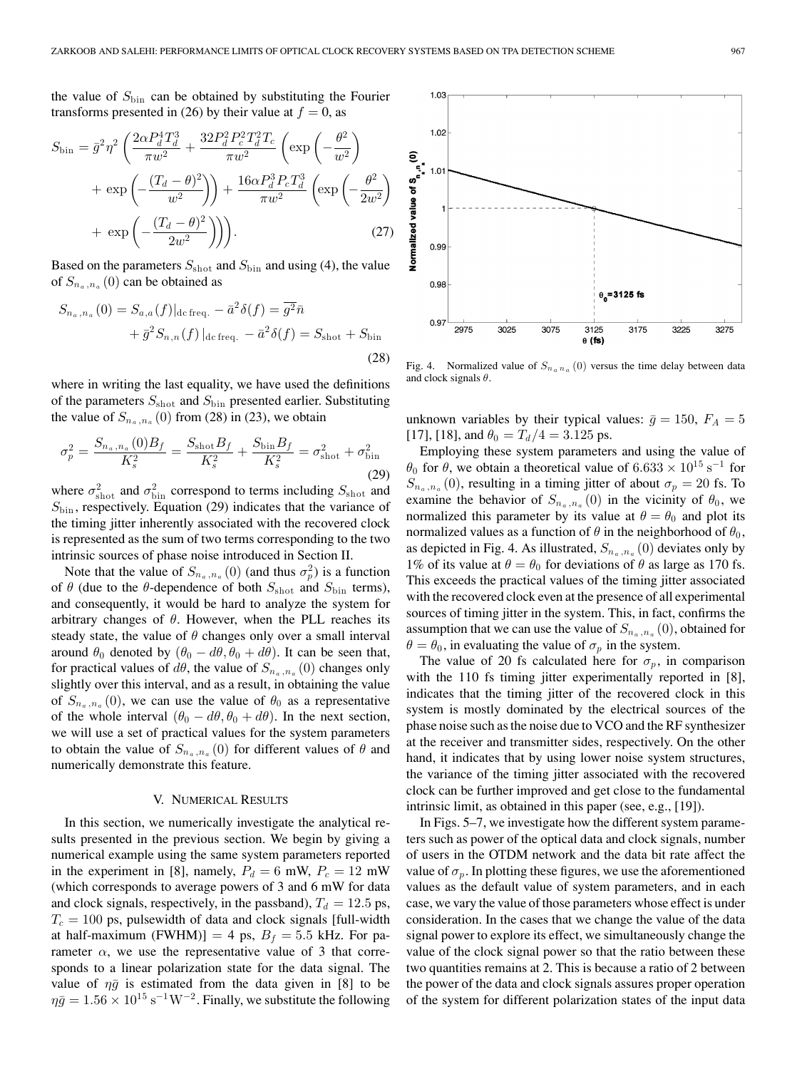the value of $S_{\text{bin}}$ can be obtained by substituting the Fourier transforms presented in (26) by their value at $f = 0$, as

$$S_{\text{bin}} = \bar{g}^2 \eta^2 \left( \frac{2\alpha P_d^4 T_d^3}{\pi w^2} + \frac{32 P_d^2 P_c^2 T_d^2 T_c}{\pi w^2} \left( \exp\left(-\frac{\theta^2}{w^2}\right) + \exp\left(-\frac{(T_d-\theta)^2}{w^2}\right) \right) + \frac{16\alpha P_d^3 P_c T_d^3}{\pi w^2} \left( \exp\left(-\frac{\theta^2}{2w^2}\right) + \exp\left(-\frac{(T_d-\theta)^2}{2w^2}\right) \right) \right). \tag{27}$$

Based on the parameters $S_{\text{shot}}$ and $S_{\text{bin}}$ and using (4), the value of $S_{n_a,n_a}(0)$ can be obtained as

$$S_{n_a,n_a}(0) = S_{a,a}(f)|_{\text{dc freq.}} - \bar{a}^2\delta(f) = \overline{g^2}\bar{n} + \bar{g}^2 S_{n,n}(f)|_{\text{dc freq.}} - \bar{a}^2\delta(f) = S_{\text{shot}} + S_{\text{bin}} \tag{28}$$

where in writing the last equality, we have used the definitions of the parameters $S_{\text{shot}}$ and $S_{\text{bin}}$ presented earlier. Substituting the value of $S_{n_a,n_a}(0)$ from (28) in (23), we obtain

$$\sigma_p^2 = \frac{S_{n_a,n_a}(0) B_f}{K_s^2} = \frac{S_{\text{shot}} B_f}{K_s^2} + \frac{S_{\text{bin}} B_f}{K_s^2} = \sigma_{\text{shot}}^2 + \sigma_{\text{bin}}^2 \tag{29}$$

where $\sigma_{\text{shot}}^2$ and $\sigma_{\text{bin}}^2$ correspond to terms including $S_{\text{shot}}$ and $S_{\text{bin}}$, respectively. Equation (29) indicates that the variance of the timing jitter inherently associated with the recovered clock is represented as the sum of two terms corresponding to the two intrinsic sources of phase noise introduced in Section II.

Note that the value of $S_{n_a,n_a}(0)$ (and thus $\sigma_p^2$) is a function of $\theta$ (due to the $\theta$-dependence of both $S_{\text{shot}}$ and $S_{\text{bin}}$ terms), and consequently, it would be hard to analyze the system for arbitrary changes of $\theta$. However, when the PLL reaches its steady state, the value of $\theta$ changes only over a small interval around $\theta_0$ denoted by $(\theta_0 - d\theta, \theta_0 + d\theta)$. It can be seen that, for practical values of $d\theta$, the value of $S_{n_a,n_a}(0)$ changes only slightly over this interval, and as a result, in obtaining the value of $S_{n_a,n_a}(0)$, we can use the value of $\theta_0$ as a representative of the whole interval $(\theta_0 - d\theta, \theta_0 + d\theta)$. In the next section, we will use a set of practical values for the system parameters to obtain the value of $S_{n_a,n_a}(0)$ for different values of $\theta$ and numerically demonstrate this feature.

## V. Numerical Results

In this section, we numerically investigate the analytical results presented in the previous section. We begin by giving a numerical example using the same system parameters reported in the experiment in [8], namely, $P_d = 6$ mW, $P_c = 12$ mW (which corresponds to average powers of 3 and 6 mW for data and clock signals, respectively, in the passband), $T_d = 12.5$ ps, $T_c = 100$ ps, pulsewidth of data and clock signals [full-width at half-maximum (FWHM)] = 4 ps, $B_f = 5.5$ kHz. For parameter $\alpha$, we use the representative value of 3 that corresponds to a linear polarization state for the data signal. The value of $\eta\bar{g}$ is estimated from the data given in [8] to be $\eta\bar{g} = 1.56 \times 10^{15}\ \text{s}^{-1}\text{W}^{-2}$. Finally, we substitute the following unknown variables by their typical values: $\bar{g} = 150$, $F_A = 5$ [17], [18], and $\theta_0 = T_d/4 = 3.125$ ps.

Fig. 4. Normalized value of $S_{n_a n_a}(0)$ versus the time delay between data and clock signals $\theta$.

Employing these system parameters and using the value of $\theta_0$ for $\theta$, we obtain a theoretical value of $6.633 \times 10^{15}\ \text{s}^{-1}$ for $S_{n_a,n_a}(0)$, resulting in a timing jitter of about $\sigma_p = 20$ fs. To examine the behavior of $S_{n_a,n_a}(0)$ in the vicinity of $\theta_0$, we normalized this parameter by its value at $\theta = \theta_0$ and plot its normalized values as a function of $\theta$ in the neighborhood of $\theta_0$, as depicted in Fig. 4. As illustrated, $S_{n_a,n_a}(0)$ deviates only by 1% of its value at $\theta = \theta_0$ for deviations of $\theta$ as large as 170 fs. This exceeds the practical values of the timing jitter associated with the recovered clock even at the presence of all experimental sources of timing jitter in the system. This, in fact, confirms the assumption that we can use the value of $S_{n_a,n_a}(0)$, obtained for $\theta = \theta_0$, in evaluating the value of $\sigma_p$ in the system.

The value of 20 fs calculated here for $\sigma_p$, in comparison with the 110 fs timing jitter experimentally reported in [8], indicates that the timing jitter of the recovered clock in this system is mostly dominated by the electrical sources of the phase noise such as the noise due to VCO and the RF synthesizer at the receiver and transmitter sides, respectively. On the other hand, it indicates that by using lower noise system structures, the variance of the timing jitter associated with the recovered clock can be further improved and get close to the fundamental intrinsic limit, as obtained in this paper (see, e.g., [19]).

In Figs. 5–7, we investigate how the different system parameters such as power of the optical data and clock signals, number of users in the OTDM network and the data bit rate affect the value of $\sigma_p$. In plotting these figures, we use the aforementioned values as the default value of system parameters, and in each case, we vary the value of those parameters whose effect is under consideration. In the cases that we change the value of the data signal power to explore its effect, we simultaneously change the value of the clock signal power so that the ratio between these two quantities remains at 2. This is because a ratio of 2 between the power of the data and clock signals assures proper operation of the system for different polarization states of the input data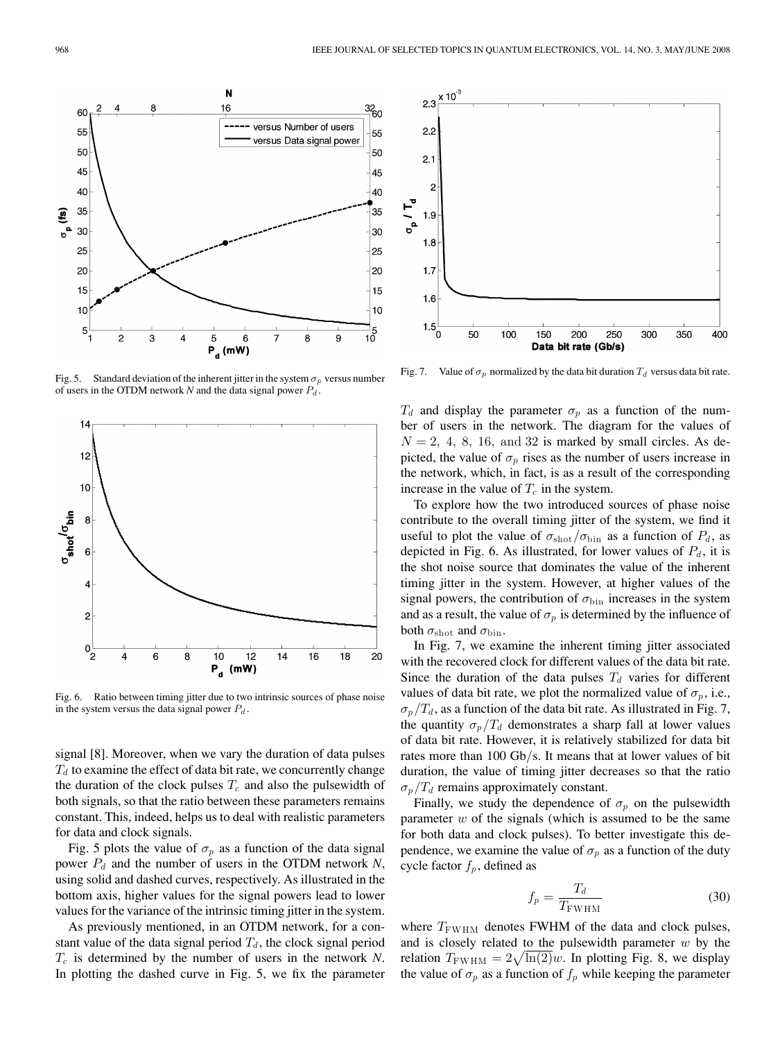Fig. 5. Standard deviation of the inherent jitter in the system $\sigma_p$ versus number of users in the OTDM network $N$ and the data signal power $P_d$.

Fig. 6. Ratio between timing jitter due to two intrinsic sources of phase noise in the system versus the data signal power $P_d$.

signal [8]. Moreover, when we vary the duration of data pulses $T_d$ to examine the effect of data bit rate, we concurrently change the duration of the clock pulses $T_c$ and also the pulsewidth of both signals, so that the ratio between these parameters remains constant. This, indeed, helps us to deal with realistic parameters for data and clock signals.

Fig. 5 plots the value of $\sigma_p$ as a function of the data signal power $P_d$ and the number of users in the OTDM network $N$, using solid and dashed curves, respectively. As illustrated in the bottom axis, higher values for the signal powers lead to lower values for the variance of the intrinsic timing jitter in the system.

As previously mentioned, in an OTDM network, for a constant value of the data signal period $T_d$, the clock signal period $T_c$ is determined by the number of users in the network $N$. In plotting the dashed curve in Fig. 5, we fix the parameter $T_d$ and display the parameter $\sigma_p$ as a function of the number of users in the network. The diagram for the values of $N = 2,\ 4,\ 8,\ 16,\ \text{and}\ 32$ is marked by small circles. As depicted, the value of $\sigma_p$ rises as the number of users increase in the network, which, in fact, is as a result of the corresponding increase in the value of $T_c$ in the system.

To explore how the two introduced sources of phase noise contribute to the overall timing jitter of the system, we find it useful to plot the value of $\sigma_{\text{shot}}/\sigma_{\text{bin}}$ as a function of $P_d$, as depicted in Fig. 6. As illustrated, for lower values of $P_d$, it is the shot noise source that dominates the value of the inherent timing jitter in the system. However, at higher values of the signal powers, the contribution of $\sigma_{\text{bin}}$ increases in the system and as a result, the value of $\sigma_p$ is determined by the influence of both $\sigma_{\text{shot}}$ and $\sigma_{\text{bin}}$.

Fig. 7. Value of $\sigma_p$ normalized by the data bit duration $T_d$ versus data bit rate.

In Fig. 7, we examine the inherent timing jitter associated with the recovered clock for different values of the data bit rate. Since the duration of the data pulses $T_d$ varies for different values of data bit rate, we plot the normalized value of $\sigma_p$, i.e., $\sigma_p/T_d$, as a function of the data bit rate. As illustrated in Fig. 7, the quantity $\sigma_p/T_d$ demonstrates a sharp fall at lower values of data bit rate. However, it is relatively stabilized for data bit rates more than 100 Gb/s. It means that at lower values of bit duration, the value of timing jitter decreases so that the ratio $\sigma_p/T_d$ remains approximately constant.

Finally, we study the dependence of $\sigma_p$ on the pulsewidth parameter $w$ of the signals (which is assumed to be the same for both data and clock pulses). To better investigate this dependence, we examine the value of $\sigma_p$ as a function of the duty cycle factor $f_p$, defined as

$$f_p = \frac{T_d}{T_{\text{FWHM}}} \tag{30}$$

where $T_{\text{FWHM}}$ denotes FWHM of the data and clock pulses, and is closely related to the pulsewidth parameter $w$ by the relation $T_{\text{FWHM}} = 2\sqrt{\ln(2)}w$. In plotting Fig. 8, we display the value of $\sigma_p$ as a function of $f_p$ while keeping the parameter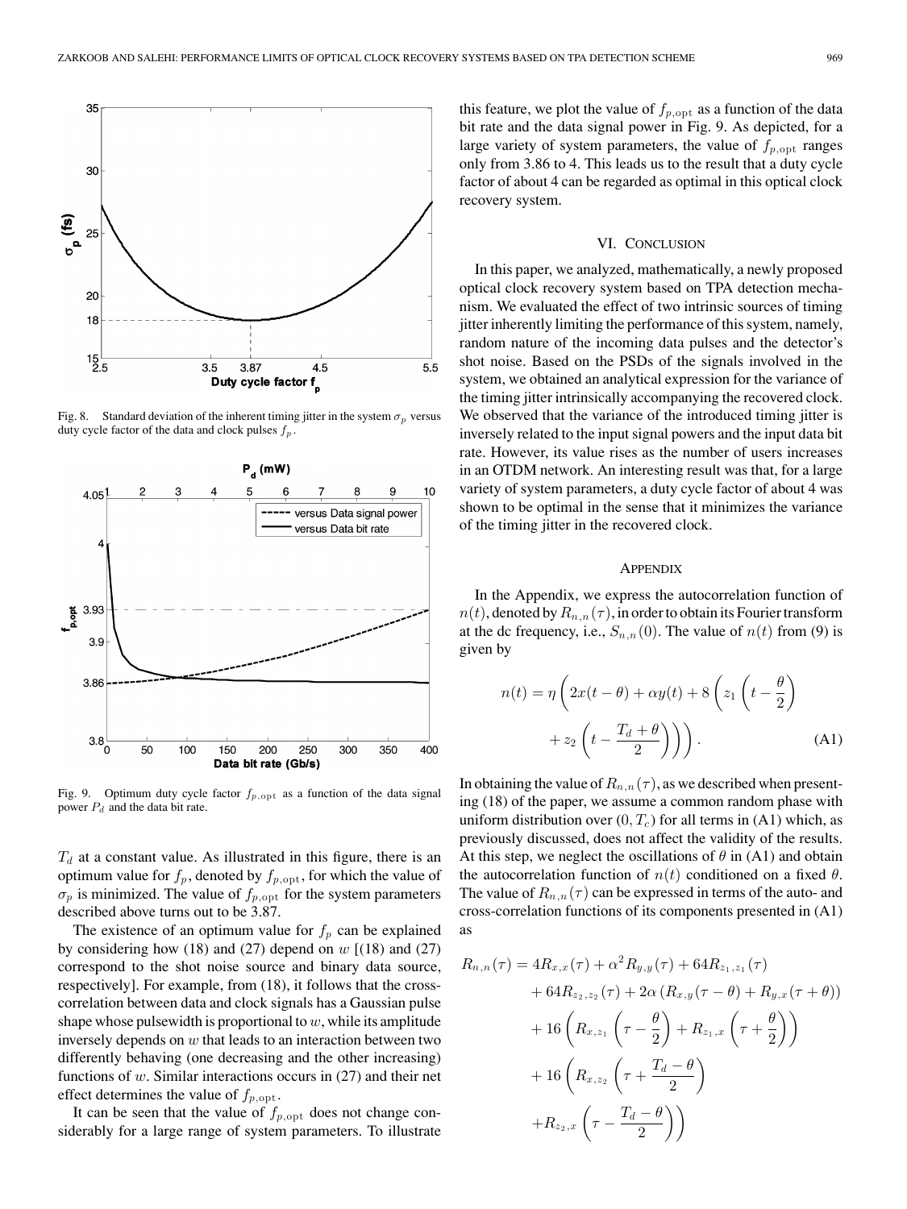Fig. 8. Standard deviation of the inherent timing jitter in the system $\sigma_p$ versus duty cycle factor of the data and clock pulses $f_p$.

Fig. 9. Optimum duty cycle factor $f_{p,\mathrm{opt}}$ as a function of the data signal power $P_d$ and the data bit rate.

$T_d$ at a constant value. As illustrated in this figure, there is an optimum value for $f_p$, denoted by $f_{p,\mathrm{opt}}$, for which the value of $\sigma_p$ is minimized. The value of $f_{p,\mathrm{opt}}$ for the system parameters described above turns out to be 3.87.

The existence of an optimum value for $f_p$ can be explained by considering how (18) and (27) depend on $w$ [(18) and (27) correspond to the shot noise source and binary data source, respectively]. For example, from (18), it follows that the cross-correlation between data and clock signals has a Gaussian pulse shape whose pulsewidth is proportional to $w$, while its amplitude inversely depends on $w$ that leads to an interaction between two differently behaving (one decreasing and the other increasing) functions of $w$. Similar interactions occurs in (27) and their net effect determines the value of $f_{p,\mathrm{opt}}$.

It can be seen that the value of $f_{p,\mathrm{opt}}$ does not change considerably for a large range of system parameters. To illustrate this feature, we plot the value of $f_{p,\mathrm{opt}}$ as a function of the data bit rate and the data signal power in Fig. 9. As depicted, for a large variety of system parameters, the value of $f_{p,\mathrm{opt}}$ ranges only from 3.86 to 4. This leads us to the result that a duty cycle factor of about 4 can be regarded as optimal in this optical clock recovery system.

## VI. Conclusion

In this paper, we analyzed, mathematically, a newly proposed optical clock recovery system based on TPA detection mechanism. We evaluated the effect of two intrinsic sources of timing jitter inherently limiting the performance of this system, namely, random nature of the incoming data pulses and the detector's shot noise. Based on the PSDs of the signals involved in the system, we obtained an analytical expression for the variance of the timing jitter intrinsically accompanying the recovered clock. We observed that the variance of the introduced timing jitter is inversely related to the input signal powers and the input data bit rate. However, its value rises as the number of users increases in an OTDM network. An interesting result was that, for a large variety of system parameters, a duty cycle factor of about 4 was shown to be optimal in the sense that it minimizes the variance of the timing jitter in the recovered clock.

## Appendix

In the Appendix, we express the autocorrelation function of $n(t)$, denoted by $R_{n,n}(\tau)$, in order to obtain its Fourier transform at the dc frequency, i.e., $S_{n,n}(0)$. The value of $n(t)$ from (9) is given by

$$n(t) = \eta\left(2x(t-\theta) + \alpha y(t) + 8\left(z_1\left(t - \frac{\theta}{2}\right) + z_2\left(t - \frac{T_d + \theta}{2}\right)\right)\right). \tag{A1}$$

In obtaining the value of $R_{n,n}(\tau)$, as we described when presenting (18) of the paper, we assume a common random phase with uniform distribution over $(0, T_c)$ for all terms in (A1) which, as previously discussed, does not affect the validity of the results. At this step, we neglect the oscillations of $\theta$ in (A1) and obtain the autocorrelation function of $n(t)$ conditioned on a fixed $\theta$. The value of $R_{n,n}(\tau)$ can be expressed in terms of the auto- and cross-correlation functions of its components presented in (A1) as

$$\begin{aligned}
R_{n,n}(\tau) &= 4R_{x,x}(\tau) + \alpha^2 R_{y,y}(\tau) + 64R_{z_1,z_1}(\tau) \\
&\quad + 64R_{z_2,z_2}(\tau) + 2\alpha\left(R_{x,y}(\tau-\theta) + R_{y,x}(\tau+\theta)\right) \\
&\quad + 16\left(R_{x,z_1}\left(\tau - \frac{\theta}{2}\right) + R_{z_1,x}\left(\tau + \frac{\theta}{2}\right)\right) \\
&\quad + 16\left(R_{x,z_2}\left(\tau + \frac{T_d - \theta}{2}\right)\right. \\
&\quad \left. + R_{z_2,x}\left(\tau - \frac{T_d - \theta}{2}\right)\right)
\end{aligned}$$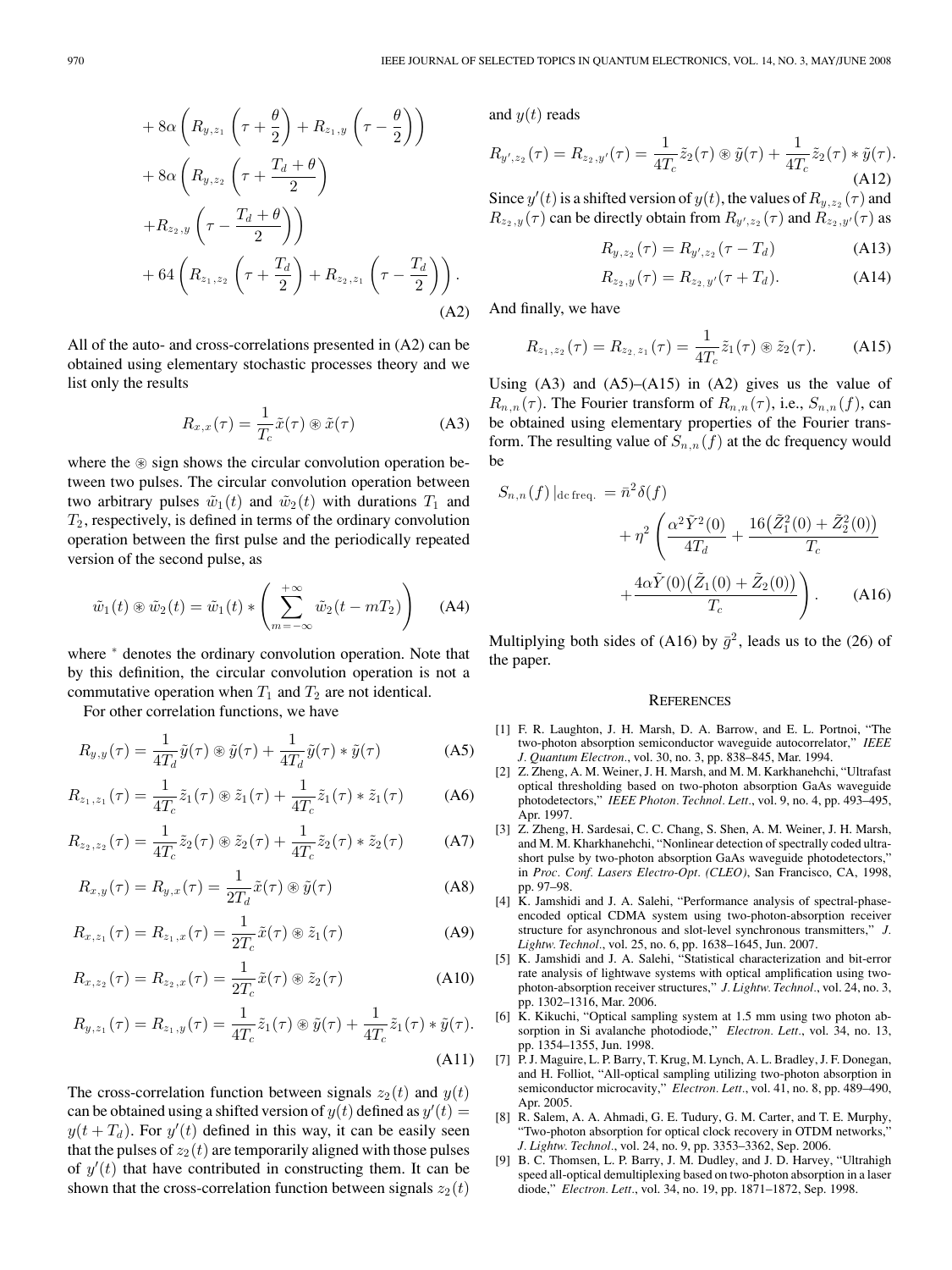$$+ 8\alpha\left(R_{y,z_1}\left(\tau+\frac{\theta}{2}\right)+R_{z_1,y}\left(\tau-\frac{\theta}{2}\right)\right)$$
$$+ 8\alpha\left(R_{y,z_2}\left(\tau+\frac{T_d+\theta}{2}\right)\right.$$
$$\left.+R_{z_2,y}\left(\tau-\frac{T_d+\theta}{2}\right)\right)$$
$$+ 64\left(R_{z_1,z_2}\left(\tau+\frac{T_d}{2}\right)+R_{z_2,z_1}\left(\tau-\frac{T_d}{2}\right)\right). \tag{A2}$$

All of the auto- and cross-correlations presented in (A2) can be obtained using elementary stochastic processes theory and we list only the results

$$R_{x,x}(\tau) = \frac{1}{T_c}\tilde{x}(\tau) \circledast \tilde{x}(\tau) \tag{A3}$$

where the $\circledast$ sign shows the circular convolution operation between two pulses. The circular convolution operation between two arbitrary pulses $\tilde{w}_1(t)$ and $\tilde{w}_2(t)$ with durations $T_1$ and $T_2$, respectively, is defined in terms of the ordinary convolution operation between the first pulse and the periodically repeated version of the second pulse, as

$$\tilde{w}_1(t) \circledast \tilde{w}_2(t) = \tilde{w}_1(t) * \left(\sum_{m=-\infty}^{+\infty} \tilde{w}_2(t-mT_2)\right) \tag{A4}$$

where $^*$ denotes the ordinary convolution operation. Note that by this definition, the circular convolution operation is not a commutative operation when $T_1$ and $T_2$ are not identical.

For other correlation functions, we have

$$R_{y,y}(\tau) = \frac{1}{4T_d}\tilde{y}(\tau) \circledast \tilde{y}(\tau) + \frac{1}{4T_d}\tilde{y}(\tau) * \tilde{y}(\tau) \tag{A5}$$

$$R_{z_1,z_1}(\tau) = \frac{1}{4T_c}\tilde{z}_1(\tau) \circledast \tilde{z}_1(\tau) + \frac{1}{4T_c}\tilde{z}_1(\tau) * \tilde{z}_1(\tau) \tag{A6}$$

$$R_{z_2,z_2}(\tau) = \frac{1}{4T_c}\tilde{z}_2(\tau) \circledast \tilde{z}_2(\tau) + \frac{1}{4T_c}\tilde{z}_2(\tau) * \tilde{z}_2(\tau) \tag{A7}$$

$$R_{x,y}(\tau) = R_{y,x}(\tau) = \frac{1}{2T_d}\tilde{x}(\tau) \circledast \tilde{y}(\tau) \tag{A8}$$

$$R_{x,z_1}(\tau) = R_{z_1,x}(\tau) = \frac{1}{2T_c}\tilde{x}(\tau) \circledast \tilde{z}_1(\tau) \tag{A9}$$

$$R_{x,z_2}(\tau) = R_{z_2,x}(\tau) = \frac{1}{2T_c}\tilde{x}(\tau) \circledast \tilde{z}_2(\tau) \tag{A10}$$

$$R_{y,z_1}(\tau) = R_{z_1,y}(\tau) = \frac{1}{4T_c}\tilde{z}_1(\tau) \circledast \tilde{y}(\tau) + \frac{1}{4T_c}\tilde{z}_1(\tau) * \tilde{y}(\tau). \tag{A11}$$

The cross-correlation function between signals $z_2(t)$ and $y(t)$ can be obtained using a shifted version of $y(t)$ defined as $y'(t) = y(t + T_d)$. For $y'(t)$ defined in this way, it can be easily seen that the pulses of $z_2(t)$ are temporarily aligned with those pulses of $y'(t)$ that have contributed in constructing them. It can be shown that the cross-correlation function between signals $z_2(t)$ and $y(t)$ reads

$$R_{y',z_2}(\tau) = R_{z_2,y'}(\tau) = \frac{1}{4T_c}\tilde{z}_2(\tau) \circledast \tilde{y}(\tau) + \frac{1}{4T_c}\tilde{z}_2(\tau) * \tilde{y}(\tau). \tag{A12}$$

Since $y'(t)$ is a shifted version of $y(t)$, the values of $R_{y,z_2}(\tau)$ and $R_{z_2,y}(\tau)$ can be directly obtain from $R_{y',z_2}(\tau)$ and $R_{z_2,y'}(\tau)$ as

$$R_{y,z_2}(\tau) = R_{y',z_2}(\tau - T_d) \tag{A13}$$

$$R_{z_2,y}(\tau) = R_{z_2,y'}(\tau + T_d). \tag{A14}$$

And finally, we have

$$R_{z_1,z_2}(\tau) = R_{z_2,z_1}(\tau) = \frac{1}{4T_c}\tilde{z}_1(\tau) \circledast \tilde{z}_2(\tau). \tag{A15}$$

Using (A3) and (A5)–(A15) in (A2) gives us the value of $R_{n,n}(\tau)$. The Fourier transform of $R_{n,n}(\tau)$, i.e., $S_{n,n}(f)$, can be obtained using elementary properties of the Fourier transform. The resulting value of $S_{n,n}(f)$ at the dc frequency would be

$$S_{n,n}(f)\,|_{\text{dc freq.}} = \bar{n}^2\delta(f) + \eta^2\left(\frac{\alpha^2\tilde{Y}^2(0)}{4T_d} + \frac{16\left(\tilde{Z}_1^2(0)+\tilde{Z}_2^2(0)\right)}{T_c} + \frac{4\alpha\tilde{Y}(0)\left(\tilde{Z}_1(0)+\tilde{Z}_2(0)\right)}{T_c}\right). \tag{A16}$$

Multiplying both sides of (A16) by $\bar{g}^2$, leads us to the (26) of the paper.

## REFERENCES

[1] F. R. Laughton, J. H. Marsh, D. A. Barrow, and E. L. Portnoi, "The two-photon absorption semiconductor waveguide autocorrelator," *IEEE J. Quantum Electron.*, vol. 30, no. 3, pp. 838–845, Mar. 1994.

[2] Z. Zheng, A. M. Weiner, J. H. Marsh, and M. M. Karkhanehchi, "Ultrafast optical thresholding based on two-photon absorption GaAs waveguide photodetectors," *IEEE Photon. Technol. Lett.*, vol. 9, no. 4, pp. 493–495, Apr. 1997.

[3] Z. Zheng, H. Sardesai, C. C. Chang, S. Shen, A. M. Weiner, J. H. Marsh, and M. M. Kharkhanehchi, "Nonlinear detection of spectrally coded ultrashort pulse by two-photon absorption GaAs waveguide photodetectors," in *Proc. Conf. Lasers Electro-Opt. (CLEO)*, San Francisco, CA, 1998, pp. 97–98.

[4] K. Jamshidi and J. A. Salehi, "Performance analysis of spectral-phase-encoded optical CDMA system using two-photon-absorption receiver structure for asynchronous and slot-level synchronous transmitters," *J. Lightw. Technol.*, vol. 25, no. 6, pp. 1638–1645, Jun. 2007.

[5] K. Jamshidi and J. A. Salehi, "Statistical characterization and bit-error rate analysis of lightwave systems with optical amplification using two-photon-absorption receiver structures," *J. Lightw. Technol.*, vol. 24, no. 3, pp. 1302–1316, Mar. 2006.

[6] K. Kikuchi, "Optical sampling system at 1.5 mm using two photon absorption in Si avalanche photodiode," *Electron. Lett.*, vol. 34, no. 13, pp. 1354–1355, Jun. 1998.

[7] P. J. Maguire, L. P. Barry, T. Krug, M. Lynch, A. L. Bradley, J. F. Donegan, and H. Folliot, "All-optical sampling utilizing two-photon absorption in semiconductor microcavity," *Electron. Lett.*, vol. 41, no. 8, pp. 489–490, Apr. 2005.

[8] R. Salem, A. A. Ahmadi, G. E. Tudury, G. M. Carter, and T. E. Murphy, "Two-photon absorption for optical clock recovery in OTDM networks," *J. Lightw. Technol.*, vol. 24, no. 9, pp. 3353–3362, Sep. 2006.

[9] B. C. Thomsen, L. P. Barry, J. M. Dudley, and J. D. Harvey, "Ultrahigh speed all-optical demultiplexing based on two-photon absorption in a laser diode," *Electron. Lett.*, vol. 34, no. 19, pp. 1871–1872, Sep. 1998.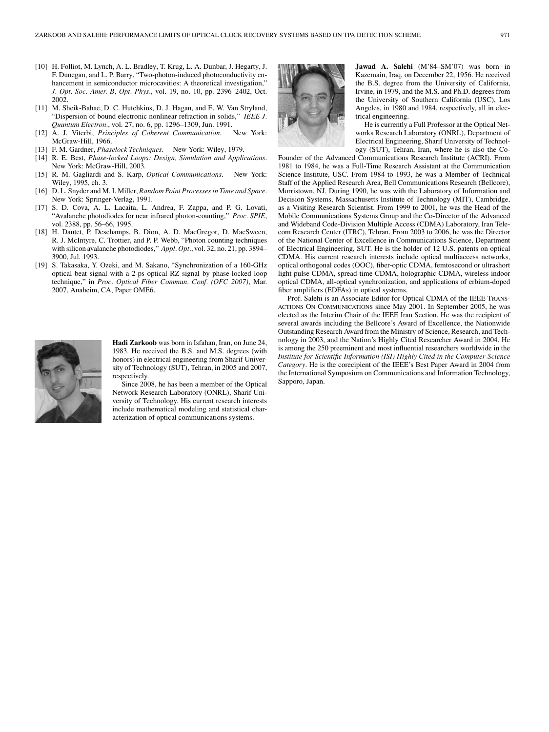[10] H. Folliot, M. Lynch, A. L. Bradley, T. Krug, L. A. Dunbar, J. Hegarty, J. F. Dunegan, and L. P. Barry, "Two-photon-induced photoconductivity enhancement in semiconductor microcavities: A theoretical investigation," *J. Opt. Soc. Amer. B, Opt. Phys.*, vol. 19, no. 10, pp. 2396–2402, Oct. 2002.

[11] M. Sheik-Bahae, D. C. Hutchkins, D. J. Hagan, and E. W. Van Stryland, "Dispersion of bound electronic nonlinear refraction in solids," *IEEE J. Quantum Electron.*, vol. 27, no. 6, pp. 1296–1309, Jun. 1991.

[12] A. J. Viterbi, *Principles of Coherent Communication*. New York: McGraw-Hill, 1966.

[13] F. M. Gardner, *Phaselock Techniques*. New York: Wiley, 1979.

[14] R. E. Best, *Phase-locked Loops: Design, Simulation and Applications*. New York: McGraw-Hill, 2003.

[15] R. M. Gagliardi and S. Karp, *Optical Communications*. New York: Wiley, 1995, ch. 3.

[16] D. L. Snyder and M. I. Miller, *Random Point Processes in Time and Space*. New York: Springer-Verlag, 1991.

[17] S. D. Cova, A. L. Lacaita, L. Andrea, F. Zappa, and P. G. Lovati, "Avalanche photodiodes for near infrared photon-counting," *Proc. SPIE*, vol. 2388, pp. 56–66, 1995.

[18] H. Dautet, P. Deschamps, B. Dion, A. D. MacGregor, D. MacSween, R. J. McIntyre, C. Trottier, and P. P. Webb, "Photon counting techniques with silicon avalanche photodiodes," *Appl. Opt.*, vol. 32, no. 21, pp. 3894–3900, Jul. 1993.

[19] S. Takasaka, Y. Ozeki, and M. Sakano, "Synchronization of a 160-GHz optical beat signal with a 2-ps optical RZ signal by phase-locked loop technique," in *Proc. Optical Fiber Commun. Conf. (OFC 2007)*, Mar. 2007, Anaheim, CA, Paper OME6.

**Hadi Zarkoob** was born in Isfahan, Iran, on June 24, 1983. He received the B.S. and M.S. degrees (with honors) in electrical engineering from Sharif University of Technology (SUT), Tehran, in 2005 and 2007, respectively.

Since 2008, he has been a member of the Optical Network Research Laboratory (ONRL), Sharif University of Technology. His current research interests include mathematical modeling and statistical characterization of optical communications systems.

**Jawad A. Salehi** (M'84–SM'07) was born in Kazemain, Iraq, on December 22, 1956. He received the B.S. degree from the University of California, Irvine, in 1979, and the M.S. and Ph.D. degrees from the University of Southern California (USC), Los Angeles, in 1980 and 1984, respectively, all in electrical engineering.

He is currently a Full Professor at the Optical Networks Research Laboratory (ONRL), Department of Electrical Engineering, Sharif University of Technology (SUT), Tehran, Iran, where he is also the Co-Founder of the Advanced Communications Research Institute (ACRI). From 1981 to 1984, he was a Full-Time Research Assistant at the Communication Science Institute, USC. From 1984 to 1993, he was a Member of Technical Staff of the Applied Research Area, Bell Communications Research (Bellcore), Morristown, NJ. During 1990, he was with the Laboratory of Information and Decision Systems, Massachusetts Institute of Technology (MIT), Cambridge, as a Visiting Research Scientist. From 1999 to 2001, he was the Head of the Mobile Communications Systems Group and the Co-Director of the Advanced and Wideband Code-Division Multiple Access (CDMA) Laboratory, Iran Telecom Research Center (ITRC), Tehran. From 2003 to 2006, he was the Director of the National Center of Excellence in Communications Science, Department of Electrical Engineering, SUT. He is the holder of 12 U.S. patents on optical CDMA. His current research interests include optical multiaccess networks, optical orthogonal codes (OOC), fiber-optic CDMA, femtosecond or ultrashort light pulse CDMA, spread-time CDMA, holographic CDMA, wireless indoor optical CDMA, all-optical synchronization, and applications of erbium-doped fiber amplifiers (EDFAs) in optical systems.

Prof. Salehi is an Associate Editor for Optical CDMA of the IEEE TRANSACTIONS ON COMMUNICATIONS since May 2001. In September 2005, he was elected as the Interim Chair of the IEEE Iran Section. He was the recipient of several awards including the Bellcore's Award of Excellence, the Nationwide Outstanding Research Award from the Ministry of Science, Research, and Technology in 2003, and the Nation's Highly Cited Researcher Award in 2004. He is among the 250 preeminent and most influential researchers worldwide in the *Institute for Scientific Information (ISI) Highly Cited in the Computer-Science Category*. He is the corecipient of the IEEE's Best Paper Award in 2004 from the International Symposium on Communications and Information Technology, Sapporo, Japan.